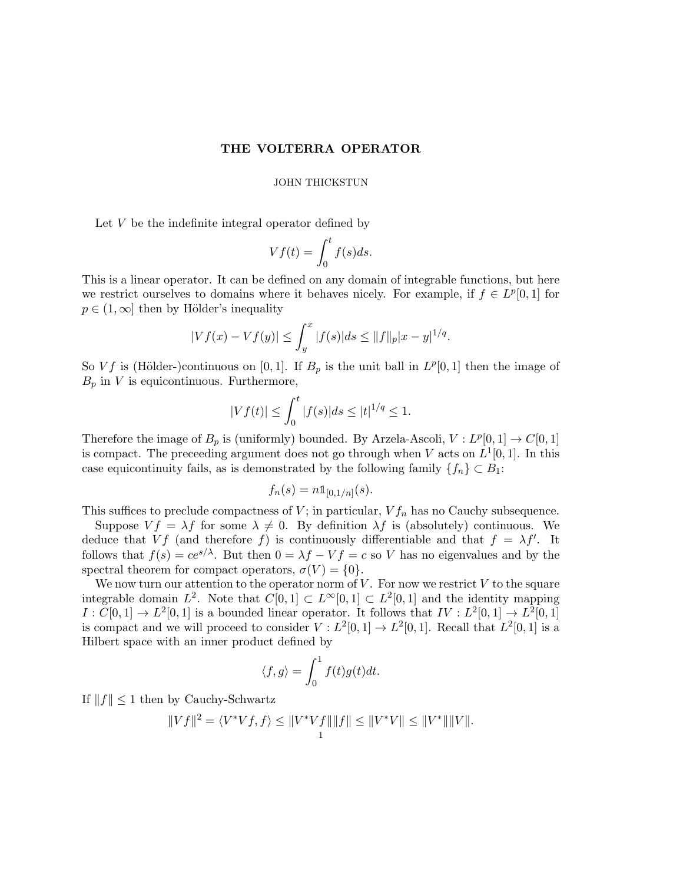# THE VOLTERRA OPERATOR

JOHN THICKSTUN

Let $V$ be the indefinite integral operator defined by

$$Vf(t) = \int_0^t f(s)ds.$$

This is a linear operator. It can be defined on any domain of integrable functions, but here we restrict ourselves to domains where it behaves nicely. For example, if $f \in L^p[0,1]$ for $p \in (1, \infty]$ then by Hölder's inequality

$$|Vf(x) - Vf(y)| \leq \int_y^x |f(s)|ds \leq \|f\|_p |x-y|^{1/q}.$$

So $Vf$ is (Hölder-)continuous on $[0,1]$. If $B_p$ is the unit ball in $L^p[0,1]$ then the image of $B_p$ in $V$ is equicontinuous. Furthermore,

$$|Vf(t)| \leq \int_0^t |f(s)|ds \leq |t|^{1/q} \leq 1.$$

Therefore the image of $B_p$ is (uniformly) bounded. By Arzela-Ascoli, $V : L^p[0,1] \to C[0,1]$ is compact. The preceeding argument does not go through when $V$ acts on $L^1[0,1]$. In this case equicontinuity fails, as is demonstrated by the following family $\{f_n\} \subset B_1$:

$$f_n(s) = n\mathbb{1}_{[0,1/n]}(s).$$

This suffices to preclude compactness of $V$; in particular, $Vf_n$ has no Cauchy subsequence.

Suppose $Vf = \lambda f$ for some $\lambda \neq 0$. By definition $\lambda f$ is (absolutely) continuous. We deduce that $Vf$ (and therefore $f$) is continuously differentiable and that $f = \lambda f'$. It follows that $f(s) = ce^{s/\lambda}$. But then $0 = \lambda f - Vf = c$ so $V$ has no eigenvalues and by the spectral theorem for compact operators, $\sigma(V) = \{0\}$.

We now turn our attention to the operator norm of $V$. For now we restrict $V$ to the square integrable domain $L^2$. Note that $C[0,1] \subset L^\infty[0,1] \subset L^2[0,1]$ and the identity mapping $I : C[0,1] \to L^2[0,1]$ is a bounded linear operator. It follows that $IV : L^2[0,1] \to L^2[0,1]$ is compact and we will proceed to consider $V : L^2[0,1] \to L^2[0,1]$. Recall that $L^2[0,1]$ is a Hilbert space with an inner product defined by

$$\langle f, g \rangle = \int_0^1 f(t)g(t)dt.$$

If $\|f\| \leq 1$ then by Cauchy-Schwartz

$$\|Vf\|^2 = \langle V^*Vf, f \rangle \leq \|V^*Vf\|\|f\| \leq \|V^*V\| \leq \|V^*\|\|V\|.$$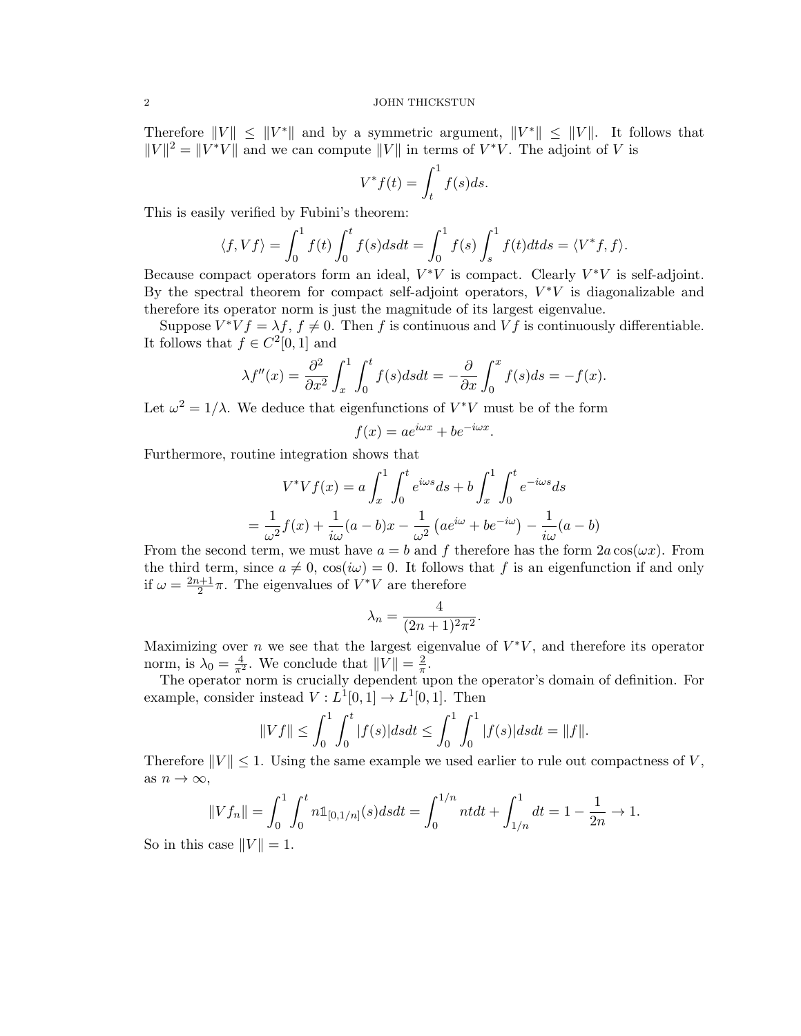Therefore $\|V\| \leq \|V^*\|$ and by a symmetric argument, $\|V^*\| \leq \|V\|$. It follows that $\|V\|^2 = \|V^*V\|$ and we can compute $\|V\|$ in terms of $V^*V$. The adjoint of $V$ is

$$V^*f(t) = \int_t^1 f(s)ds.$$

This is easily verified by Fubini's theorem:

$$\langle f, Vf\rangle = \int_0^1 f(t)\int_0^t f(s)dsdt = \int_0^1 f(s)\int_s^1 f(t)dtds = \langle V^*f, f\rangle.$$

Because compact operators form an ideal, $V^*V$ is compact. Clearly $V^*V$ is self-adjoint. By the spectral theorem for compact self-adjoint operators, $V^*V$ is diagonalizable and therefore its operator norm is just the magnitude of its largest eigenvalue.

Suppose $V^*Vf = \lambda f$, $f \neq 0$. Then $f$ is continuous and $Vf$ is continuously differentiable. It follows that $f \in C^2[0,1]$ and

$$\lambda f''(x) = \frac{\partial^2}{\partial x^2}\int_x^1\int_0^t f(s)dsdt = -\frac{\partial}{\partial x}\int_0^x f(s)ds = -f(x).$$

Let $\omega^2 = 1/\lambda$. We deduce that eigenfunctions of $V^*V$ must be of the form

$$f(x) = ae^{i\omega x} + be^{-i\omega x}.$$

Furthermore, routine integration shows that

$$V^*Vf(x) = a\int_x^1\int_0^t e^{i\omega s}ds + b\int_x^1\int_0^t e^{-i\omega s}ds$$

$$= \frac{1}{\omega^2}f(x) + \frac{1}{i\omega}(a-b)x - \frac{1}{\omega^2}\left(ae^{i\omega} + be^{-i\omega}\right) - \frac{1}{i\omega}(a-b)$$

From the second term, we must have $a = b$ and $f$ therefore has the form $2a\cos(\omega x)$. From the third term, since $a \neq 0$, $\cos(i\omega) = 0$. It follows that $f$ is an eigenfunction if and only if $\omega = \frac{2n+1}{2}\pi$. The eigenvalues of $V^*V$ are therefore

$$\lambda_n = \frac{4}{(2n+1)^2\pi^2}.$$

Maximizing over $n$ we see that the largest eigenvalue of $V^*V$, and therefore its operator norm, is $\lambda_0 = \frac{4}{\pi^2}$. We conclude that $\|V\| = \frac{2}{\pi}$.

The operator norm is crucially dependent upon the operator's domain of definition. For example, consider instead $V : L^1[0,1] \to L^1[0,1]$. Then

$$\|Vf\| \leq \int_0^1\int_0^t |f(s)|dsdt \leq \int_0^1\int_0^1 |f(s)|dsdt = \|f\|.$$

Therefore $\|V\| \leq 1$. Using the same example we used earlier to rule out compactness of $V$, as $n \to \infty$,

$$\|Vf_n\| = \int_0^1\int_0^t n\mathbb{1}_{[0,1/n]}(s)dsdt = \int_0^{1/n} ntdt + \int_{1/n}^1 dt = 1 - \frac{1}{2n} \to 1.$$

So in this case $\|V\| = 1$.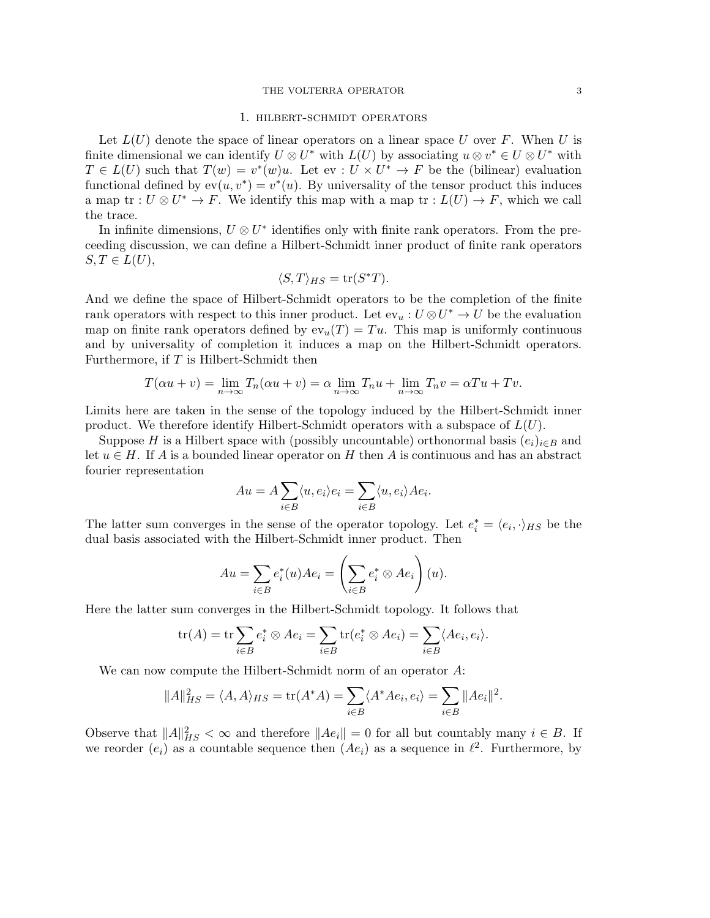## 1. Hilbert-Schmidt operators

Let $L(U)$ denote the space of linear operators on a linear space $U$ over $F$. When $U$ is finite dimensional we can identify $U \otimes U^*$ with $L(U)$ by associating $u \otimes v^* \in U \otimes U^*$ with $T \in L(U)$ such that $T(w) = v^*(w)u$. Let $\text{ev} : U \times U^* \to F$ be the (bilinear) evaluation functional defined by $\text{ev}(u, v^*) = v^*(u)$. By universality of the tensor product this induces a map $\text{tr} : U \otimes U^* \to F$. We identify this map with a map $\text{tr} : L(U) \to F$, which we call the trace.

In infinite dimensions, $U \otimes U^*$ identifies only with finite rank operators. From the preceding discussion, we can define a Hilbert-Schmidt inner product of finite rank operators $S, T \in L(U)$,

$$\langle S, T \rangle_{HS} = \text{tr}(S^*T).$$

And we define the space of Hilbert-Schmidt operators to be the completion of the finite rank operators with respect to this inner product. Let $\text{ev}_u : U \otimes U^* \to U$ be the evaluation map on finite rank operators defined by $\text{ev}_u(T) = Tu$. This map is uniformly continuous and by universality of completion it induces a map on the Hilbert-Schmidt operators. Furthermore, if $T$ is Hilbert-Schmidt then

$$T(\alpha u + v) = \lim_{n\to\infty} T_n(\alpha u + v) = \alpha \lim_{n\to\infty} T_n u + \lim_{n\to\infty} T_n v = \alpha T u + T v.$$

Limits here are taken in the sense of the topology induced by the Hilbert-Schmidt inner product. We therefore identify Hilbert-Schmidt operators with a subspace of $L(U)$.

Suppose $H$ is a Hilbert space with (possibly uncountable) orthonormal basis $(e_i)_{i\in B}$ and let $u \in H$. If $A$ is a bounded linear operator on $H$ then $A$ is continuous and has an abstract fourier representation

$$Au = A \sum_{i\in B} \langle u, e_i \rangle e_i = \sum_{i\in B} \langle u, e_i \rangle A e_i.$$

The latter sum converges in the sense of the operator topology. Let $e_i^* = \langle e_i, \cdot \rangle_{HS}$ be the dual basis associated with the Hilbert-Schmidt inner product. Then

$$Au = \sum_{i\in B} e_i^*(u) A e_i = \left( \sum_{i\in B} e_i^* \otimes A e_i \right)(u).$$

Here the latter sum converges in the Hilbert-Schmidt topology. It follows that

$$\text{tr}(A) = \text{tr} \sum_{i\in B} e_i^* \otimes A e_i = \sum_{i\in B} \text{tr}(e_i^* \otimes A e_i) = \sum_{i\in B} \langle A e_i, e_i \rangle.$$

We can now compute the Hilbert-Schmidt norm of an operator $A$:

$$\|A\|_{HS}^2 = \langle A, A \rangle_{HS} = \text{tr}(A^*A) = \sum_{i\in B} \langle A^*A e_i, e_i \rangle = \sum_{i\in B} \|A e_i\|^2.$$

Observe that $\|A\|_{HS}^2 < \infty$ and therefore $\|Ae_i\| = 0$ for all but countably many $i \in B$. If we reorder $(e_i)$ as a countable sequence then $(Ae_i)$ as a sequence in $\ell^2$. Furthermore, by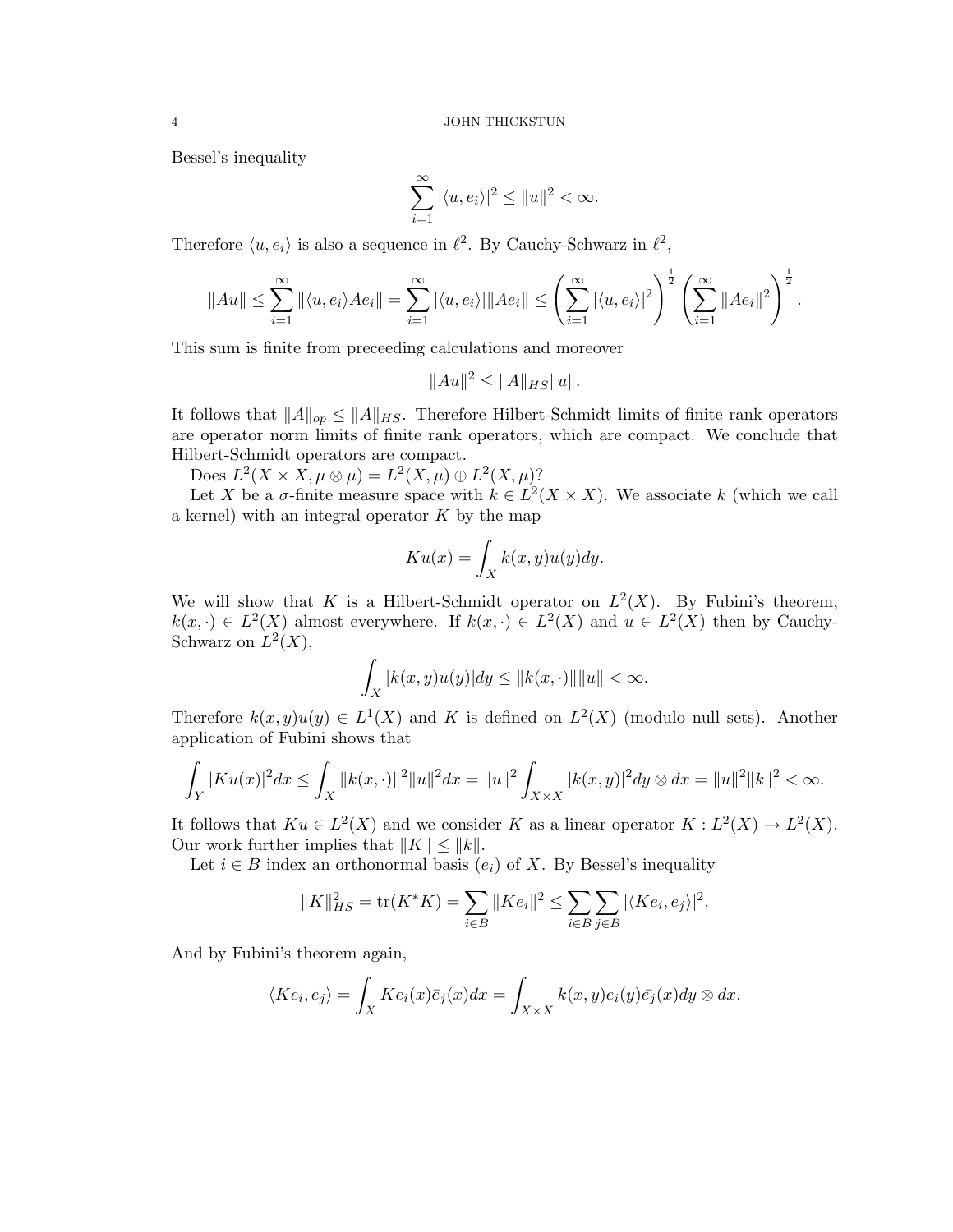Bessel's inequality

$$\sum_{i=1}^{\infty} |\langle u, e_i \rangle|^2 \leq \|u\|^2 < \infty.$$

Therefore $\langle u, e_i \rangle$ is also a sequence in $\ell^2$. By Cauchy-Schwarz in $\ell^2$,

$$\|Au\| \leq \sum_{i=1}^{\infty} \|\langle u, e_i \rangle A e_i\| = \sum_{i=1}^{\infty} |\langle u, e_i \rangle| \|A e_i\| \leq \left( \sum_{i=1}^{\infty} |\langle u, e_i \rangle|^2 \right)^{\frac{1}{2}} \left( \sum_{i=1}^{\infty} \|A e_i\|^2 \right)^{\frac{1}{2}}.$$

This sum is finite from preceeding calculations and moreover

$$\|Au\|^2 \leq \|A\|_{HS} \|u\|.$$

It follows that $\|A\|_{op} \leq \|A\|_{HS}$. Therefore Hilbert-Schmidt limits of finite rank operators are operator norm limits of finite rank operators, which are compact. We conclude that Hilbert-Schmidt operators are compact.

Does $L^2(X \times X, \mu \otimes \mu) = L^2(X, \mu) \oplus L^2(X, \mu)$?

Let $X$ be a $\sigma$-finite measure space with $k \in L^2(X \times X)$. We associate $k$ (which we call a kernel) with an integral operator $K$ by the map

$$Ku(x) = \int_X k(x, y) u(y) dy.$$

We will show that $K$ is a Hilbert-Schmidt operator on $L^2(X)$. By Fubini's theorem, $k(x, \cdot) \in L^2(X)$ almost everywhere. If $k(x, \cdot) \in L^2(X)$ and $u \in L^2(X)$ then by Cauchy-Schwarz on $L^2(X)$,

$$\int_X |k(x, y) u(y)| dy \leq \|k(x, \cdot)\| \|u\| < \infty.$$

Therefore $k(x, y) u(y) \in L^1(X)$ and $K$ is defined on $L^2(X)$ (modulo null sets). Another application of Fubini shows that

$$\int_Y |Ku(x)|^2 dx \leq \int_X \|k(x, \cdot)\|^2 \|u\|^2 dx = \|u\|^2 \int_{X \times X} |k(x, y)|^2 dy \otimes dx = \|u\|^2 \|k\|^2 < \infty.$$

It follows that $Ku \in L^2(X)$ and we consider $K$ as a linear operator $K : L^2(X) \to L^2(X)$. Our work further implies that $\|K\| \leq \|k\|$.

Let $i \in B$ index an orthonormal basis $(e_i)$ of $X$. By Bessel's inequality

$$\|K\|_{HS}^2 = \operatorname{tr}(K^* K) = \sum_{i \in B} \|K e_i\|^2 \leq \sum_{i \in B} \sum_{j \in B} |\langle K e_i, e_j \rangle|^2.$$

And by Fubini's theorem again,

$$\langle K e_i, e_j \rangle = \int_X K e_i(x) \bar{e}_j(x) dx = \int_{X \times X} k(x, y) e_i(y) \bar{e_j}(x) dy \otimes dx.$$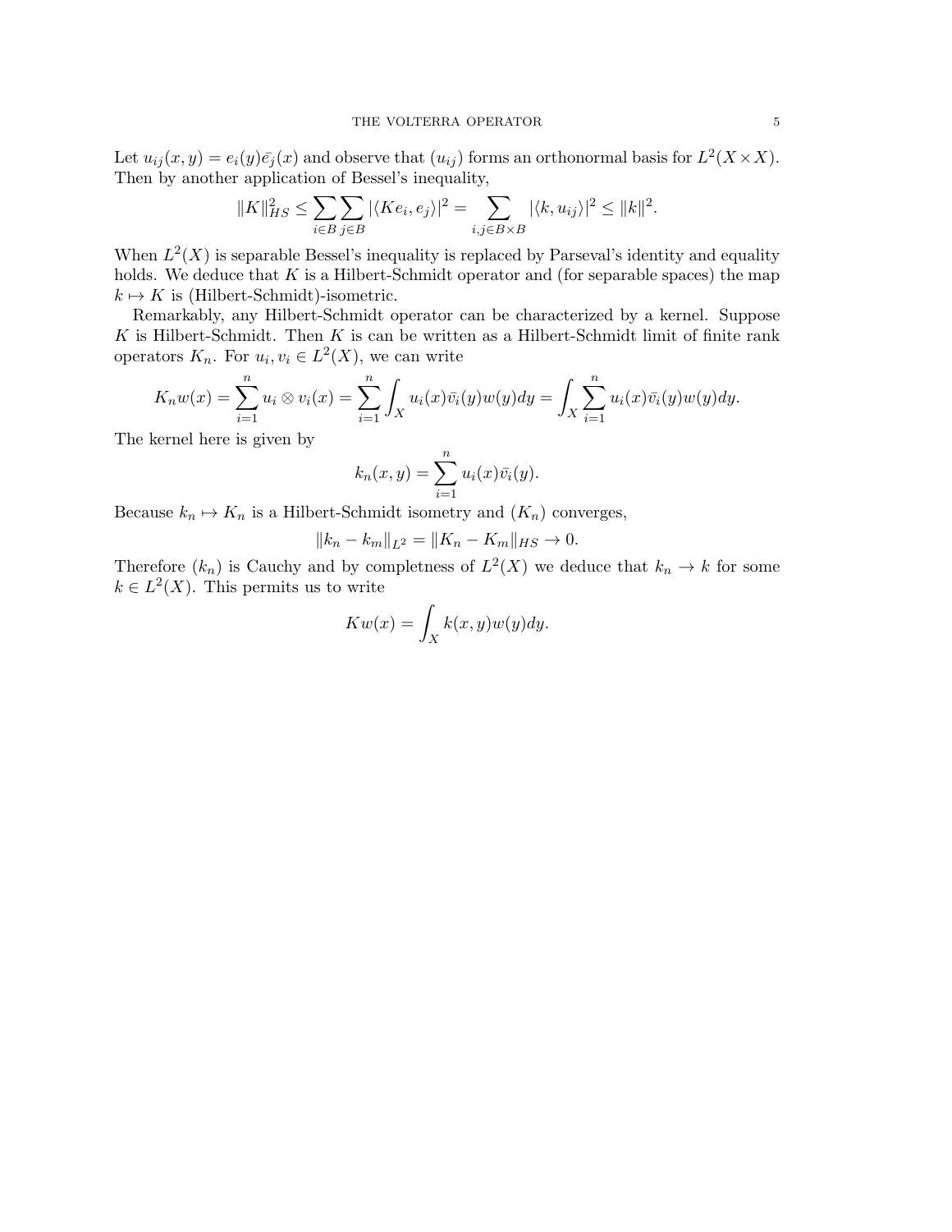Let $u_{ij}(x, y) = e_i(y)\bar{e_j}(x)$ and observe that $(u_{ij})$ forms an orthonormal basis for $L^2(X \times X)$. Then by another application of Bessel's inequality,

$$\|K\|_{HS}^2 \leq \sum_{i \in B} \sum_{j \in B} |\langle Ke_i, e_j \rangle|^2 = \sum_{i,j \in B \times B} |\langle k, u_{ij} \rangle|^2 \leq \|k\|^2.$$

When $L^2(X)$ is separable Bessel's inequality is replaced by Parseval's identity and equality holds. We deduce that $K$ is a Hilbert-Schmidt operator and (for separable spaces) the map $k \mapsto K$ is (Hilbert-Schmidt)-isometric.

Remarkably, any Hilbert-Schmidt operator can be characterized by a kernel. Suppose $K$ is Hilbert-Schmidt. Then $K$ is can be written as a Hilbert-Schmidt limit of finite rank operators $K_n$. For $u_i, v_i \in L^2(X)$, we can write

$$K_n w(x) = \sum_{i=1}^{n} u_i \otimes v_i(x) = \sum_{i=1}^{n} \int_X u_i(x)\bar{v}_i(y)w(y)dy = \int_X \sum_{i=1}^{n} u_i(x)\bar{v}_i(y)w(y)dy.$$

The kernel here is given by

$$k_n(x, y) = \sum_{i=1}^{n} u_i(x)\bar{v}_i(y).$$

Because $k_n \mapsto K_n$ is a Hilbert-Schmidt isometry and $(K_n)$ converges,

$$\|k_n - k_m\|_{L^2} = \|K_n - K_m\|_{HS} \to 0.$$

Therefore $(k_n)$ is Cauchy and by completness of $L^2(X)$ we deduce that $k_n \to k$ for some $k \in L^2(X)$. This permits us to write

$$Kw(x) = \int_X k(x, y)w(y)dy.$$